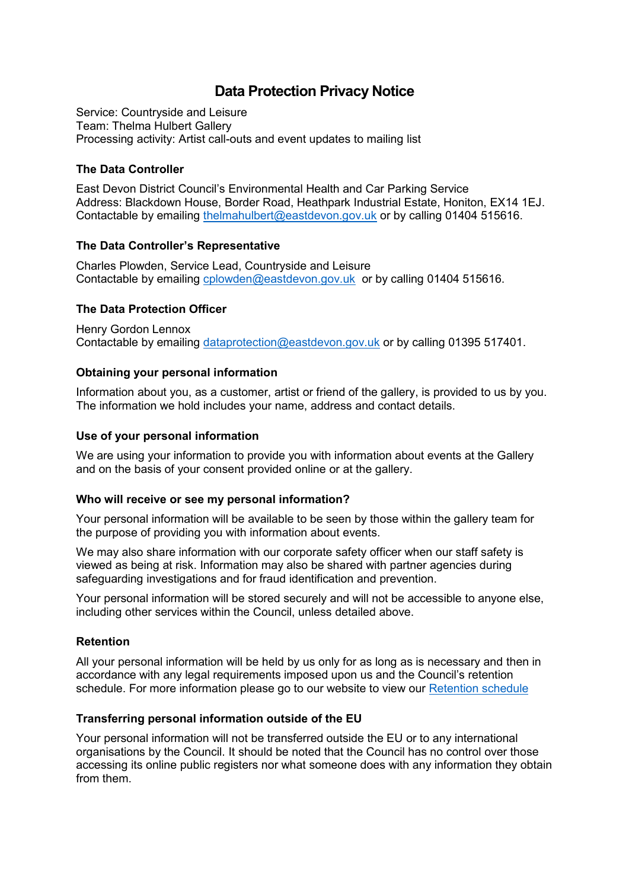# Data Protection Privacy Notice

Service: Countryside and Leisure
Team: Thelma Hulbert Gallery
Processing activity: Artist call-outs and event updates to mailing list

### The Data Controller

East Devon District Council's Environmental Health and Car Parking Service
Address: Blackdown House, Border Road, Heathpark Industrial Estate, Honiton, EX14 1EJ.
Contactable by emailing [thelmahulbert@eastdevon.gov.uk](mailto:thelmahulbert@eastdevon.gov.uk) or by calling 01404 515616.

### The Data Controller's Representative

Charles Plowden, Service Lead, Countryside and Leisure
Contactable by emailing [cplowden@eastdevon.gov.uk](mailto:cplowden@eastdevon.gov.uk) or by calling 01404 515616.

### The Data Protection Officer

Henry Gordon Lennox
Contactable by emailing [dataprotection@eastdevon.gov.uk](mailto:dataprotection@eastdevon.gov.uk) or by calling 01395 517401.

### Obtaining your personal information

Information about you, as a customer, artist or friend of the gallery, is provided to us by you. The information we hold includes your name, address and contact details.

### Use of your personal information

We are using your information to provide you with information about events at the Gallery and on the basis of your consent provided online or at the gallery.

### Who will receive or see my personal information?

Your personal information will be available to be seen by those within the gallery team for the purpose of providing you with information about events.

We may also share information with our corporate safety officer when our staff safety is viewed as being at risk. Information may also be shared with partner agencies during safeguarding investigations and for fraud identification and prevention.

Your personal information will be stored securely and will not be accessible to anyone else, including other services within the Council, unless detailed above.

### Retention

All your personal information will be held by us only for as long as is necessary and then in accordance with any legal requirements imposed upon us and the Council's retention schedule. For more information please go to our website to view our Retention schedule

### Transferring personal information outside of the EU

Your personal information will not be transferred outside the EU or to any international organisations by the Council. It should be noted that the Council has no control over those accessing its online public registers nor what someone does with any information they obtain from them.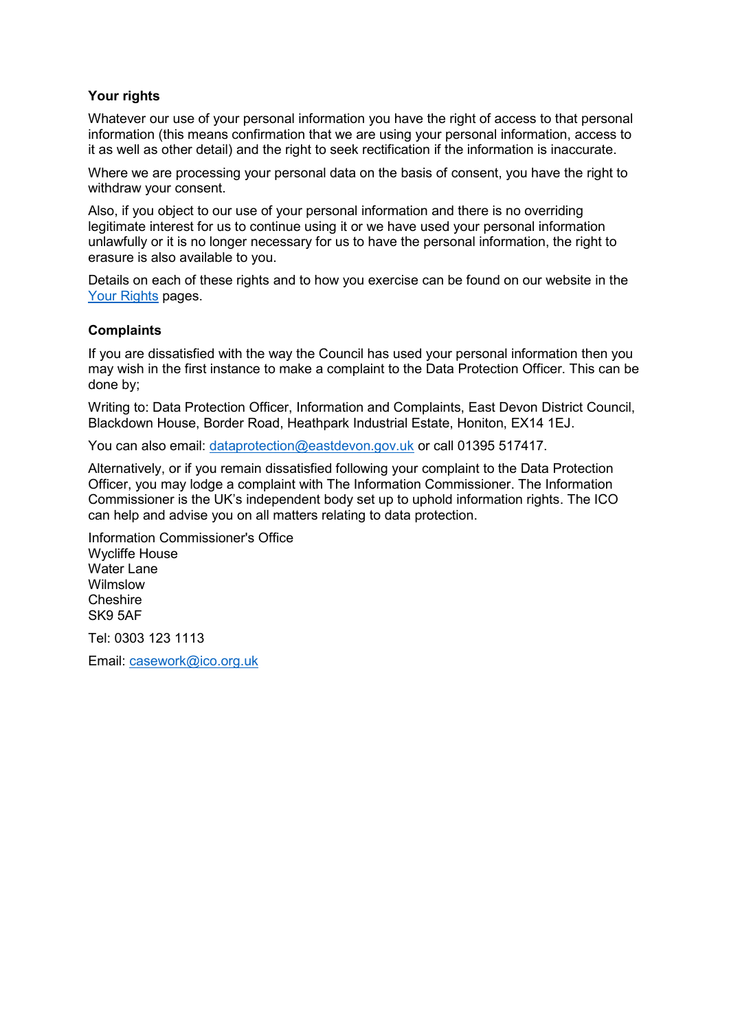## Your rights

Whatever our use of your personal information you have the right of access to that personal information (this means confirmation that we are using your personal information, access to it as well as other detail) and the right to seek rectification if the information is inaccurate.

Where we are processing your personal data on the basis of consent, you have the right to withdraw your consent.

Also, if you object to our use of your personal information and there is no overriding legitimate interest for us to continue using it or we have used your personal information unlawfully or it is no longer necessary for us to have the personal information, the right to erasure is also available to you.

Details on each of these rights and to how you exercise can be found on our website in the Your Rights pages.

## Complaints

If you are dissatisfied with the way the Council has used your personal information then you may wish in the first instance to make a complaint to the Data Protection Officer. This can be done by;

Writing to: Data Protection Officer, Information and Complaints, East Devon District Council, Blackdown House, Border Road, Heathpark Industrial Estate, Honiton, EX14 1EJ.

You can also email: dataprotection@eastdevon.gov.uk or call 01395 517417.

Alternatively, or if you remain dissatisfied following your complaint to the Data Protection Officer, you may lodge a complaint with The Information Commissioner. The Information Commissioner is the UK's independent body set up to uphold information rights. The ICO can help and advise you on all matters relating to data protection.

Information Commissioner's Office  
Wycliffe House  
Water Lane  
Wilmslow  
Cheshire  
SK9 5AF

Tel: 0303 123 1113

Email: casework@ico.org.uk